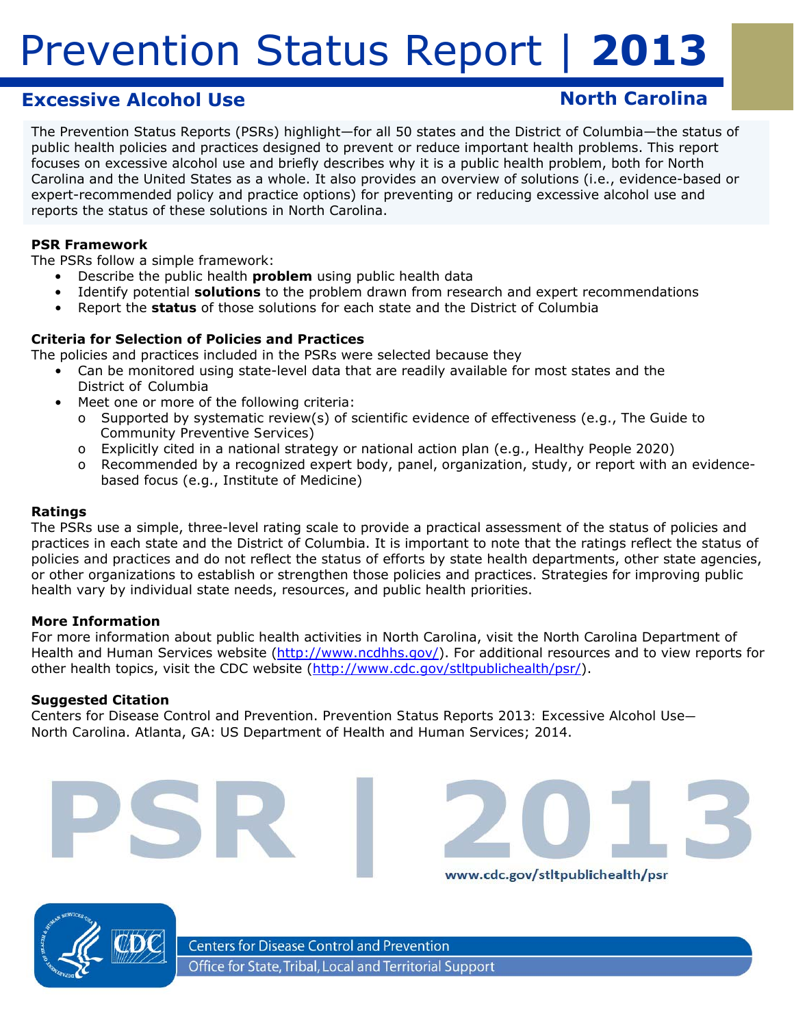# Prevention Status Report | 2013

## Excessive Alcohol Use

## North Carolina

The Prevention Status Reports (PSRs) highlight—for all 50 states and the District of Columbia—the status of public health policies and practices designed to prevent or reduce important health problems. This report focuses on excessive alcohol use and briefly describes why it is a public health problem, both for North Carolina and the United States as a whole. It also provides an overview of solutions (i.e., evidence-based or expert-recommended policy and practice options) for preventing or reducing excessive alcohol use and reports the status of these solutions in North Carolina.

### PSR Framework

The PSRs follow a simple framework:

- Describe the public health **problem** using public health data
- Identify potential **solutions** to the problem drawn from research and expert recommendations
- Report the **status** of those solutions for each state and the District of Columbia

### Criteria for Selection of Policies and Practices

The policies and practices included in the PSRs were selected because they

- Can be monitored using state-level data that are readily available for most states and the District of Columbia
- Meet one or more of the following criteria:
  - Supported by systematic review(s) of scientific evidence of effectiveness (e.g., The Guide to Community Preventive Services)
  - Explicitly cited in a national strategy or national action plan (e.g., Healthy People 2020)
  - Recommended by a recognized expert body, panel, organization, study, or report with an evidence-based focus (e.g., Institute of Medicine)

### Ratings

The PSRs use a simple, three-level rating scale to provide a practical assessment of the status of policies and practices in each state and the District of Columbia. It is important to note that the ratings reflect the status of policies and practices and do not reflect the status of efforts by state health departments, other state agencies, or other organizations to establish or strengthen those policies and practices. Strategies for improving public health vary by individual state needs, resources, and public health priorities.

### More Information

For more information about public health activities in North Carolina, visit the North Carolina Department of Health and Human Services website (http://www.ncdhhs.gov/). For additional resources and to view reports for other health topics, visit the CDC website (http://www.cdc.gov/stltpublichealth/psr/).

### Suggested Citation

Centers for Disease Control and Prevention. Prevention Status Reports 2013: Excessive Alcohol Use—North Carolina. Atlanta, GA: US Department of Health and Human Services; 2014.

PSR | 2013

www.cdc.gov/stltpublichealth/psr

Centers for Disease Control and Prevention

Office for State, Tribal, Local and Territorial Support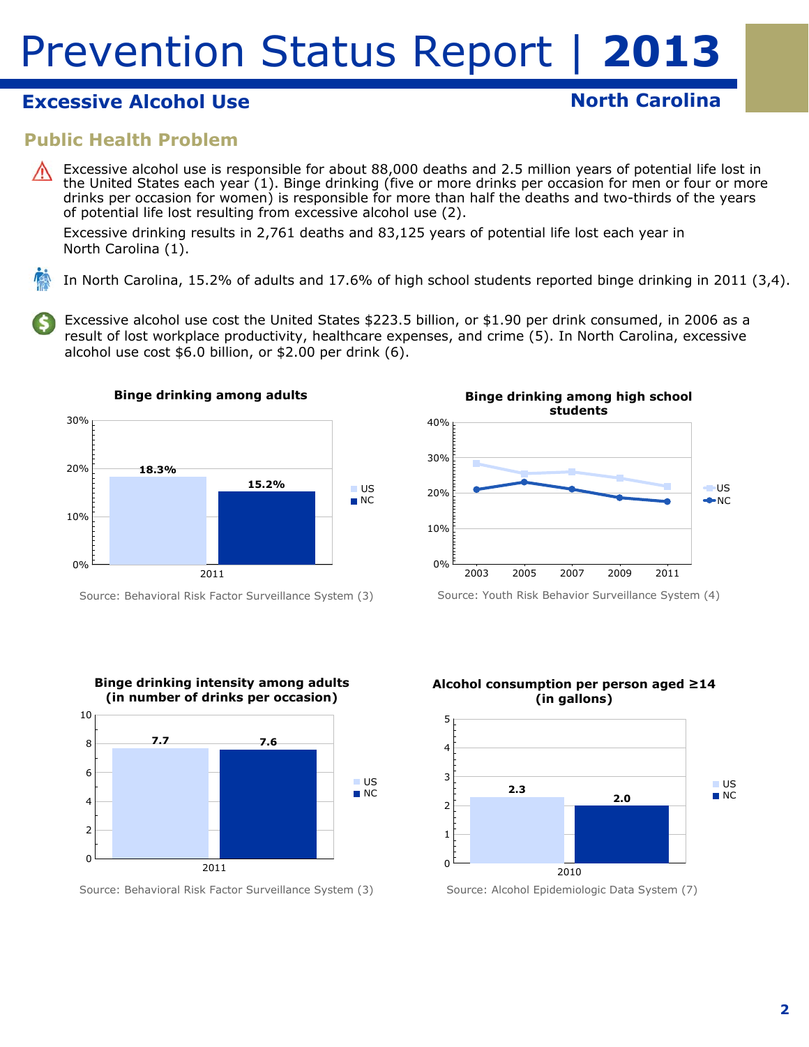# Prevention Status Report | **2013**

## Excessive Alcohol Use

## North Carolina

### Public Health Problem

Excessive alcohol use is responsible for about 88,000 deaths and 2.5 million years of potential life lost in the United States each year (1). Binge drinking (five or more drinks per occasion for men or four or more drinks per occasion for women) is responsible for more than half the deaths and two-thirds of the years of potential life lost resulting from excessive alcohol use (2).

Excessive drinking results in 2,761 deaths and 83,125 years of potential life lost each year in North Carolina (1).

In North Carolina, 15.2% of adults and 17.6% of high school students reported binge drinking in 2011 (3,4).

Excessive alcohol use cost the United States $223.5 billion, or $1.90 per drink consumed, in 2006 as a result of lost workplace productivity, healthcare expenses, and crime (5). In North Carolina, excessive alcohol use cost $6.0 billion, or $2.00 per drink (6).

**Binge drinking among adults**

| | US | NC |
|---|---|---|
| 2011 | 18.3% | 15.2% |

Source: Behavioral Risk Factor Surveillance System (3)

**Binge drinking among high school students**

Chart: line graph of US and NC, 2003–2011 (0%–40% axis).

Source: Youth Risk Behavior Surveillance System (4)

**Binge drinking intensity among adults (in number of drinks per occasion)**

| | US | NC |
|---|---|---|
| 2011 | 7.7 | 7.6 |

Source: Behavioral Risk Factor Surveillance System (3)

**Alcohol consumption per person aged ≥14 (in gallons)**

| | US | NC |
|---|---|---|
| 2010 | 2.3 | 2.0 |

Source: Alcohol Epidemiologic Data System (7)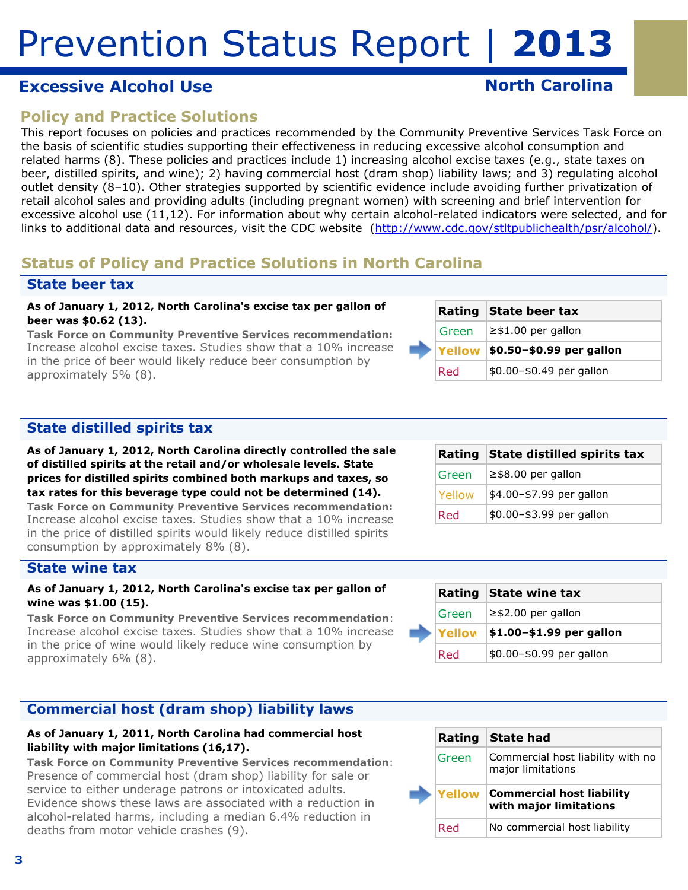# Prevention Status Report | **2013**

## Excessive Alcohol Use

## North Carolina

### Policy and Practice Solutions

This report focuses on policies and practices recommended by the Community Preventive Services Task Force on the basis of scientific studies supporting their effectiveness in reducing excessive alcohol consumption and related harms (8). These policies and practices include 1) increasing alcohol excise taxes (e.g., state taxes on beer, distilled spirits, and wine); 2) having commercial host (dram shop) liability laws; and 3) regulating alcohol outlet density (8–10). Other strategies supported by scientific evidence include avoiding further privatization of retail alcohol sales and providing adults (including pregnant women) with screening and brief intervention for excessive alcohol use (11,12). For information about why certain alcohol-related indicators were selected, and for links to additional data and resources, visit the CDC website (http://www.cdc.gov/stltpublichealth/psr/alcohol/).

### Status of Policy and Practice Solutions in North Carolina

#### State beer tax

**As of January 1, 2012, North Carolina's excise tax per gallon of beer was $0.62 (13).**

**Task Force on Community Preventive Services recommendation:** Increase alcohol excise taxes. Studies show that a 10% increase in the price of beer would likely reduce beer consumption by approximately 5% (8).

| Rating | State beer tax |
|---|---|
| Green | ≥$1.00 per gallon |
| **Yellow** | **$0.50–$0.99 per gallon** |
| Red | $0.00–$0.49 per gallon |

#### State distilled spirits tax

**As of January 1, 2012, North Carolina directly controlled the sale of distilled spirits at the retail and/or wholesale levels. State prices for distilled spirits combined both markups and taxes, so tax rates for this beverage type could not be determined (14).**

**Task Force on Community Preventive Services recommendation:** Increase alcohol excise taxes. Studies show that a 10% increase in the price of distilled spirits would likely reduce distilled spirits consumption by approximately 8% (8).

| Rating | State distilled spirits tax |
|---|---|
| Green | ≥$8.00 per gallon |
| Yellow | $4.00–$7.99 per gallon |
| Red | $0.00–$3.99 per gallon |

#### State wine tax

**As of January 1, 2012, North Carolina's excise tax per gallon of wine was $1.00 (15).**

**Task Force on Community Preventive Services recommendation**: Increase alcohol excise taxes. Studies show that a 10% increase in the price of wine would likely reduce wine consumption by approximately 6% (8).

| Rating | State wine tax |
|---|---|
| Green | ≥$2.00 per gallon |
| **Yellow** | **$1.00–$1.99 per gallon** |
| Red | $0.00–$0.99 per gallon |

#### Commercial host (dram shop) liability laws

**As of January 1, 2011, North Carolina had commercial host liability with major limitations (16,17).**

**Task Force on Community Preventive Services recommendation**: Presence of commercial host (dram shop) liability for sale or service to either underage patrons or intoxicated adults. Evidence shows these laws are associated with a reduction in alcohol-related harms, including a median 6.4% reduction in deaths from motor vehicle crashes (9).

| Rating | State had |
|---|---|
| Green | Commercial host liability with no major limitations |
| **Yellow** | **Commercial host liability with major limitations** |
| Red | No commercial host liability |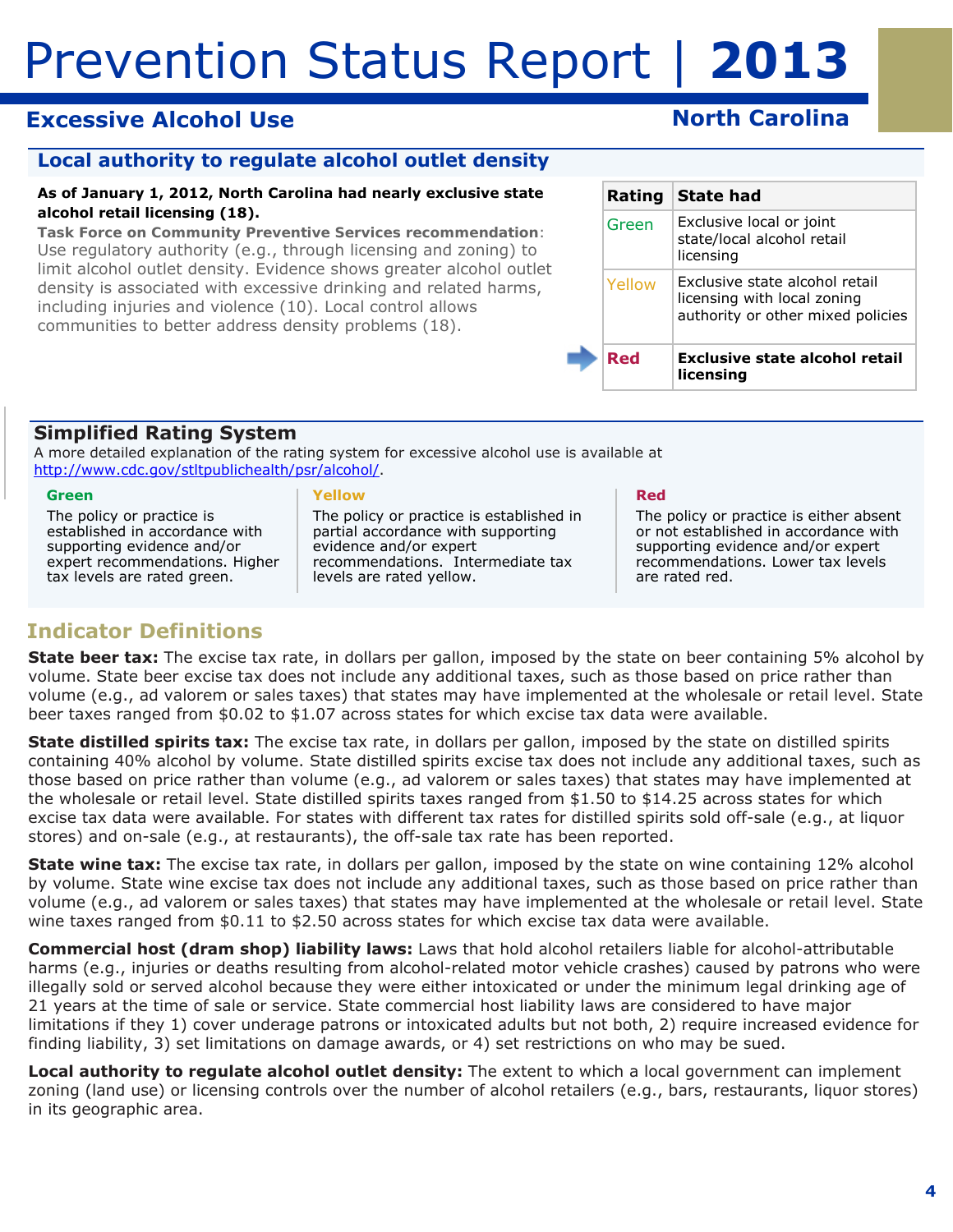# Prevention Status Report | 2013

## Excessive Alcohol Use

**North Carolina**

### Local authority to regulate alcohol outlet density

**As of January 1, 2012, North Carolina had nearly exclusive state alcohol retail licensing (18).**

**Task Force on Community Preventive Services recommendation**: Use regulatory authority (e.g., through licensing and zoning) to limit alcohol outlet density. Evidence shows greater alcohol outlet density is associated with excessive drinking and related harms, including injuries and violence (10). Local control allows communities to better address density problems (18).

| Rating | State had |
|---|---|
| Green | Exclusive local or joint state/local alcohol retail licensing |
| Yellow | Exclusive state alcohol retail licensing with local zoning authority or other mixed policies |
| ➡ **Red** | **Exclusive state alcohol retail licensing** |

### Simplified Rating System

A more detailed explanation of the rating system for excessive alcohol use is available at http://www.cdc.gov/stltpublichealth/psr/alcohol/.

**Green**
The policy or practice is established in accordance with supporting evidence and/or expert recommendations. Higher tax levels are rated green.

**Yellow**
The policy or practice is established in partial accordance with supporting evidence and/or expert recommendations. Intermediate tax levels are rated yellow.

**Red**
The policy or practice is either absent or not established in accordance with supporting evidence and/or expert recommendations. Lower tax levels are rated red.

## Indicator Definitions

**State beer tax:** The excise tax rate, in dollars per gallon, imposed by the state on beer containing 5% alcohol by volume. State beer excise tax does not include any additional taxes, such as those based on price rather than volume (e.g., ad valorem or sales taxes) that states may have implemented at the wholesale or retail level. State beer taxes ranged from $0.02 to $1.07 across states for which excise tax data were available.

**State distilled spirits tax:** The excise tax rate, in dollars per gallon, imposed by the state on distilled spirits containing 40% alcohol by volume. State distilled spirits excise tax does not include any additional taxes, such as those based on price rather than volume (e.g., ad valorem or sales taxes) that states may have implemented at the wholesale or retail level. State distilled spirits taxes ranged from $1.50 to $14.25 across states for which excise tax data were available. For states with different tax rates for distilled spirits sold off-sale (e.g., at liquor stores) and on-sale (e.g., at restaurants), the off-sale tax rate has been reported.

**State wine tax:** The excise tax rate, in dollars per gallon, imposed by the state on wine containing 12% alcohol by volume. State wine excise tax does not include any additional taxes, such as those based on price rather than volume (e.g., ad valorem or sales taxes) that states may have implemented at the wholesale or retail level. State wine taxes ranged from $0.11 to $2.50 across states for which excise tax data were available.

**Commercial host (dram shop) liability laws:** Laws that hold alcohol retailers liable for alcohol-attributable harms (e.g., injuries or deaths resulting from alcohol-related motor vehicle crashes) caused by patrons who were illegally sold or served alcohol because they were either intoxicated or under the minimum legal drinking age of 21 years at the time of sale or service. State commercial host liability laws are considered to have major limitations if they 1) cover underage patrons or intoxicated adults but not both, 2) require increased evidence for finding liability, 3) set limitations on damage awards, or 4) set restrictions on who may be sued.

**Local authority to regulate alcohol outlet density:** The extent to which a local government can implement zoning (land use) or licensing controls over the number of alcohol retailers (e.g., bars, restaurants, liquor stores) in its geographic area.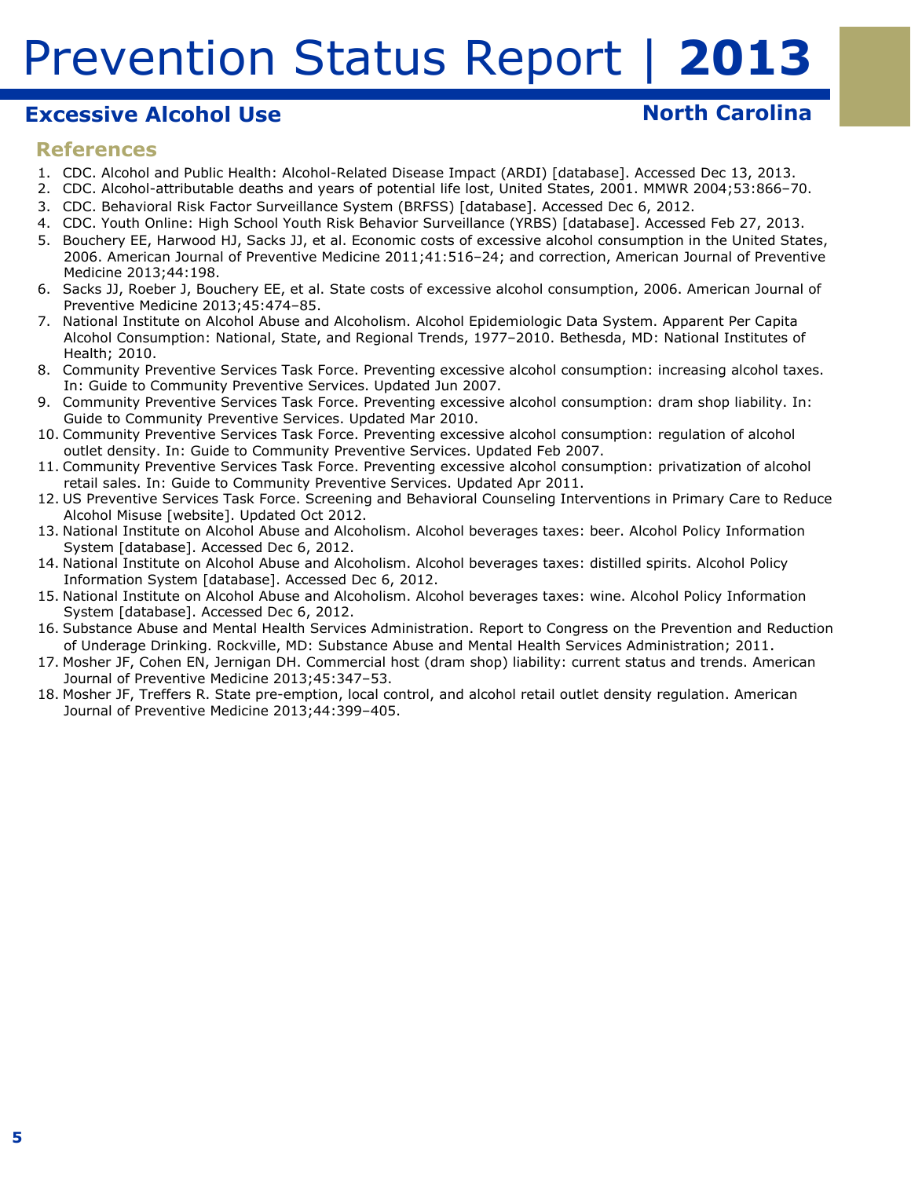# Prevention Status Report | 2013

## Excessive Alcohol Use

## North Carolina

### References

1. CDC. Alcohol and Public Health: Alcohol-Related Disease Impact (ARDI) [database]. Accessed Dec 13, 2013.
2. CDC. Alcohol-attributable deaths and years of potential life lost, United States, 2001. MMWR 2004;53:866–70.
3. CDC. Behavioral Risk Factor Surveillance System (BRFSS) [database]. Accessed Dec 6, 2012.
4. CDC. Youth Online: High School Youth Risk Behavior Surveillance (YRBS) [database]. Accessed Feb 27, 2013.
5. Bouchery EE, Harwood HJ, Sacks JJ, et al. Economic costs of excessive alcohol consumption in the United States, 2006. American Journal of Preventive Medicine 2011;41:516–24; and correction, American Journal of Preventive Medicine 2013;44:198.
6. Sacks JJ, Roeber J, Bouchery EE, et al. State costs of excessive alcohol consumption, 2006. American Journal of Preventive Medicine 2013;45:474–85.
7. National Institute on Alcohol Abuse and Alcoholism. Alcohol Epidemiologic Data System. Apparent Per Capita Alcohol Consumption: National, State, and Regional Trends, 1977–2010. Bethesda, MD: National Institutes of Health; 2010.
8. Community Preventive Services Task Force. Preventing excessive alcohol consumption: increasing alcohol taxes. In: Guide to Community Preventive Services. Updated Jun 2007.
9. Community Preventive Services Task Force. Preventing excessive alcohol consumption: dram shop liability. In: Guide to Community Preventive Services. Updated Mar 2010.
10. Community Preventive Services Task Force. Preventing excessive alcohol consumption: regulation of alcohol outlet density. In: Guide to Community Preventive Services. Updated Feb 2007.
11. Community Preventive Services Task Force. Preventing excessive alcohol consumption: privatization of alcohol retail sales. In: Guide to Community Preventive Services. Updated Apr 2011.
12. US Preventive Services Task Force. Screening and Behavioral Counseling Interventions in Primary Care to Reduce Alcohol Misuse [website]. Updated Oct 2012.
13. National Institute on Alcohol Abuse and Alcoholism. Alcohol beverages taxes: beer. Alcohol Policy Information System [database]. Accessed Dec 6, 2012.
14. National Institute on Alcohol Abuse and Alcoholism. Alcohol beverages taxes: distilled spirits. Alcohol Policy Information System [database]. Accessed Dec 6, 2012.
15. National Institute on Alcohol Abuse and Alcoholism. Alcohol beverages taxes: wine. Alcohol Policy Information System [database]. Accessed Dec 6, 2012.
16. Substance Abuse and Mental Health Services Administration. Report to Congress on the Prevention and Reduction of Underage Drinking. Rockville, MD: Substance Abuse and Mental Health Services Administration; 2011.
17. Mosher JF, Cohen EN, Jernigan DH. Commercial host (dram shop) liability: current status and trends. American Journal of Preventive Medicine 2013;45:347–53.
18. Mosher JF, Treffers R. State pre-emption, local control, and alcohol retail outlet density regulation. American Journal of Preventive Medicine 2013;44:399–405.